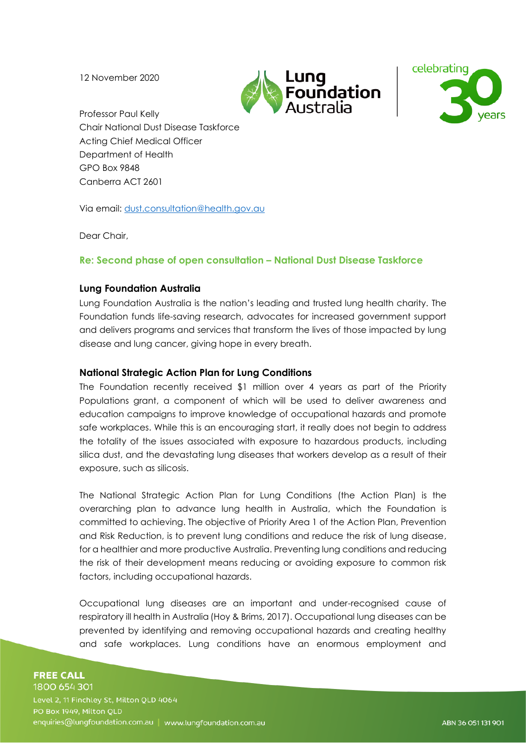12 November 2020

Professor Paul Kelly
Chair National Dust Disease Taskforce
Acting Chief Medical Officer
Department of Health
GPO Box 9848
Canberra ACT 2601

Via email: dust.consultation@health.gov.au

Dear Chair,

## Re: Second phase of open consultation – National Dust Disease Taskforce

### Lung Foundation Australia

Lung Foundation Australia is the nation's leading and trusted lung health charity. The Foundation funds life-saving research, advocates for increased government support and delivers programs and services that transform the lives of those impacted by lung disease and lung cancer, giving hope in every breath.

### National Strategic Action Plan for Lung Conditions

The Foundation recently received $1 million over 4 years as part of the Priority Populations grant, a component of which will be used to deliver awareness and education campaigns to improve knowledge of occupational hazards and promote safe workplaces. While this is an encouraging start, it really does not begin to address the totality of the issues associated with exposure to hazardous products, including silica dust, and the devastating lung diseases that workers develop as a result of their exposure, such as silicosis.

The National Strategic Action Plan for Lung Conditions (the Action Plan) is the overarching plan to advance lung health in Australia, which the Foundation is committed to achieving. The objective of Priority Area 1 of the Action Plan, Prevention and Risk Reduction, is to prevent lung conditions and reduce the risk of lung disease, for a healthier and more productive Australia. Preventing lung conditions and reducing the risk of their development means reducing or avoiding exposure to common risk factors, including occupational hazards.

Occupational lung diseases are an important and under-recognised cause of respiratory ill health in Australia (Hoy & Brims, 2017). Occupational lung diseases can be prevented by identifying and removing occupational hazards and creating healthy and safe workplaces. Lung conditions have an enormous employment and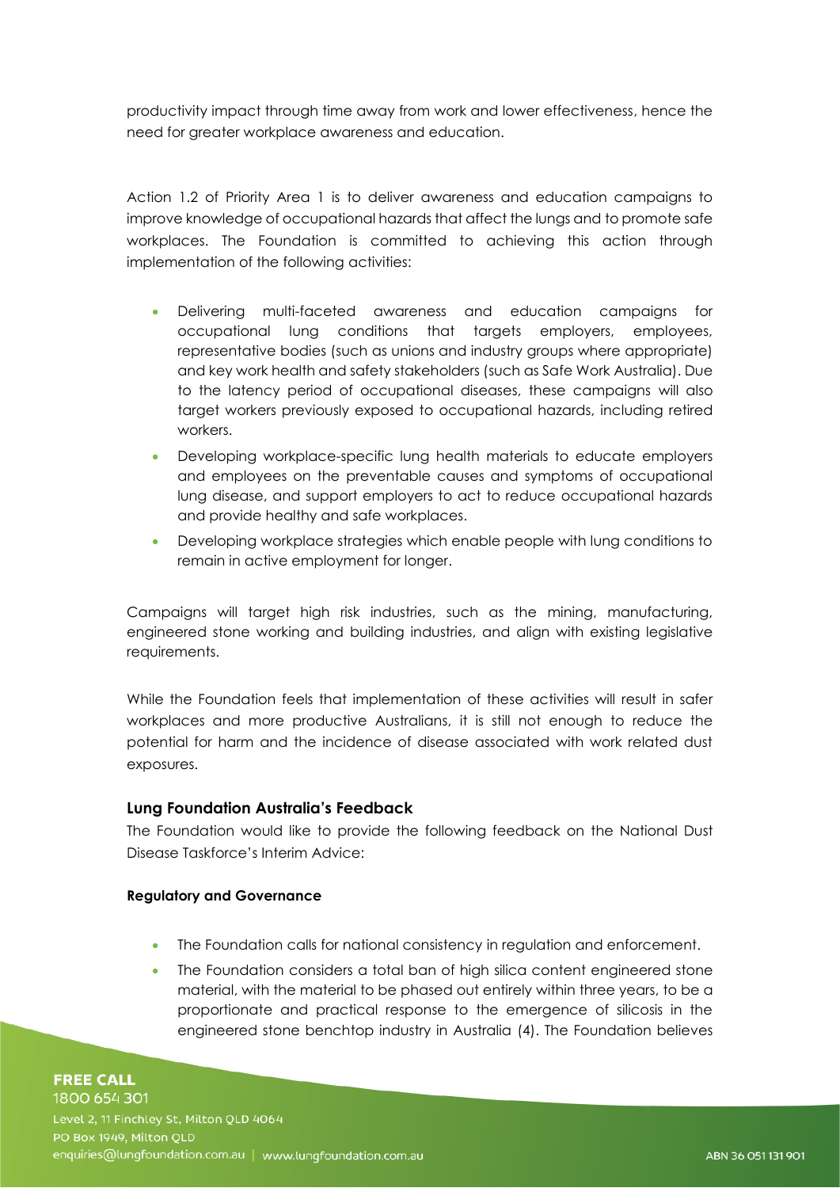productivity impact through time away from work and lower effectiveness, hence the need for greater workplace awareness and education.

Action 1.2 of Priority Area 1 is to deliver awareness and education campaigns to improve knowledge of occupational hazards that affect the lungs and to promote safe workplaces. The Foundation is committed to achieving this action through implementation of the following activities:

- Delivering multi-faceted awareness and education campaigns for occupational lung conditions that targets employers, employees, representative bodies (such as unions and industry groups where appropriate) and key work health and safety stakeholders (such as Safe Work Australia). Due to the latency period of occupational diseases, these campaigns will also target workers previously exposed to occupational hazards, including retired workers.
- Developing workplace-specific lung health materials to educate employers and employees on the preventable causes and symptoms of occupational lung disease, and support employers to act to reduce occupational hazards and provide healthy and safe workplaces.
- Developing workplace strategies which enable people with lung conditions to remain in active employment for longer.

Campaigns will target high risk industries, such as the mining, manufacturing, engineered stone working and building industries, and align with existing legislative requirements.

While the Foundation feels that implementation of these activities will result in safer workplaces and more productive Australians, it is still not enough to reduce the potential for harm and the incidence of disease associated with work related dust exposures.

### Lung Foundation Australia's Feedback

The Foundation would like to provide the following feedback on the National Dust Disease Taskforce's Interim Advice:

#### Regulatory and Governance

- The Foundation calls for national consistency in regulation and enforcement.
- The Foundation considers a total ban of high silica content engineered stone material, with the material to be phased out entirely within three years, to be a proportionate and practical response to the emergence of silicosis in the engineered stone benchtop industry in Australia (4). The Foundation believes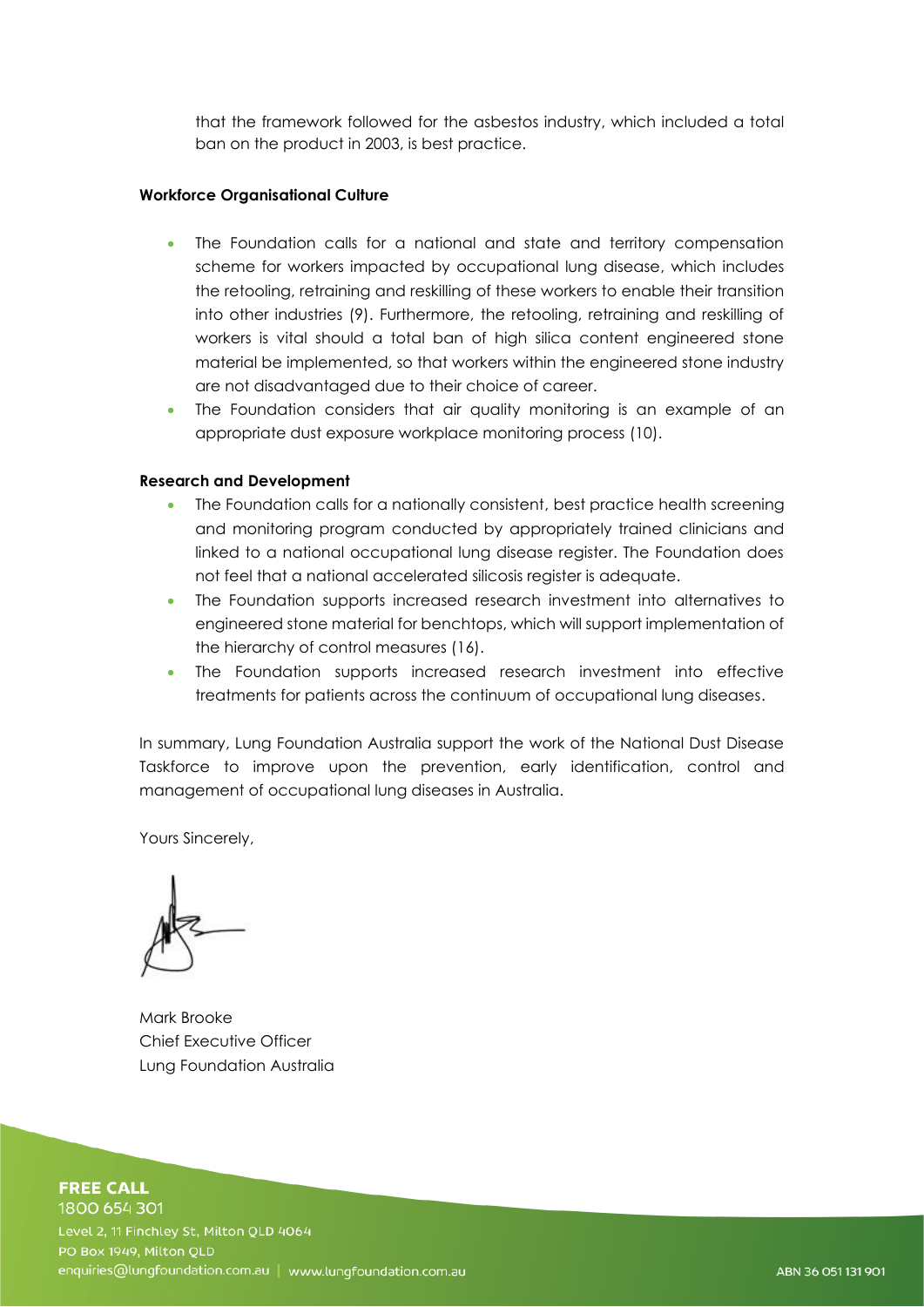that the framework followed for the asbestos industry, which included a total ban on the product in 2003, is best practice.

**Workforce Organisational Culture**

- The Foundation calls for a national and state and territory compensation scheme for workers impacted by occupational lung disease, which includes the retooling, retraining and reskilling of these workers to enable their transition into other industries (9). Furthermore, the retooling, retraining and reskilling of workers is vital should a total ban of high silica content engineered stone material be implemented, so that workers within the engineered stone industry are not disadvantaged due to their choice of career.
- The Foundation considers that air quality monitoring is an example of an appropriate dust exposure workplace monitoring process (10).

**Research and Development**

- The Foundation calls for a nationally consistent, best practice health screening and monitoring program conducted by appropriately trained clinicians and linked to a national occupational lung disease register. The Foundation does not feel that a national accelerated silicosis register is adequate.
- The Foundation supports increased research investment into alternatives to engineered stone material for benchtops, which will support implementation of the hierarchy of control measures (16).
- The Foundation supports increased research investment into effective treatments for patients across the continuum of occupational lung diseases.

In summary, Lung Foundation Australia support the work of the National Dust Disease Taskforce to improve upon the prevention, early identification, control and management of occupational lung diseases in Australia.

Yours Sincerely,

Mark Brooke
Chief Executive Officer
Lung Foundation Australia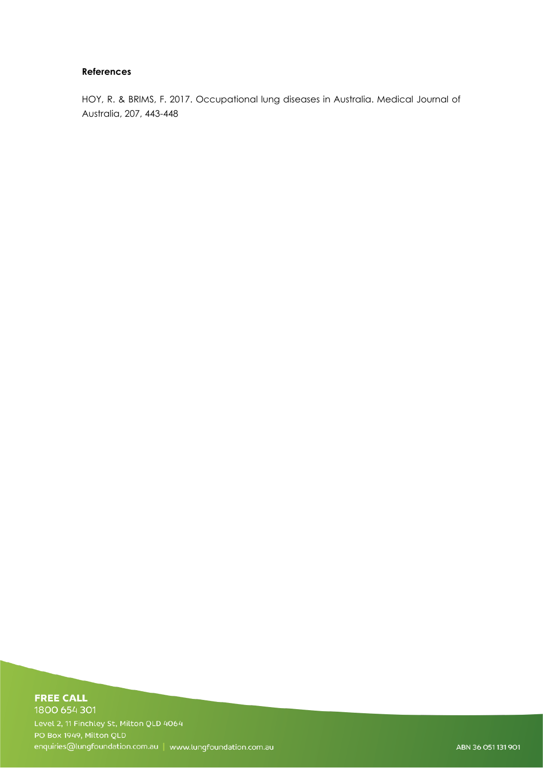**References**

HOY, R. & BRIMS, F. 2017. Occupational lung diseases in Australia. Medical Journal of Australia, 207, 443-448